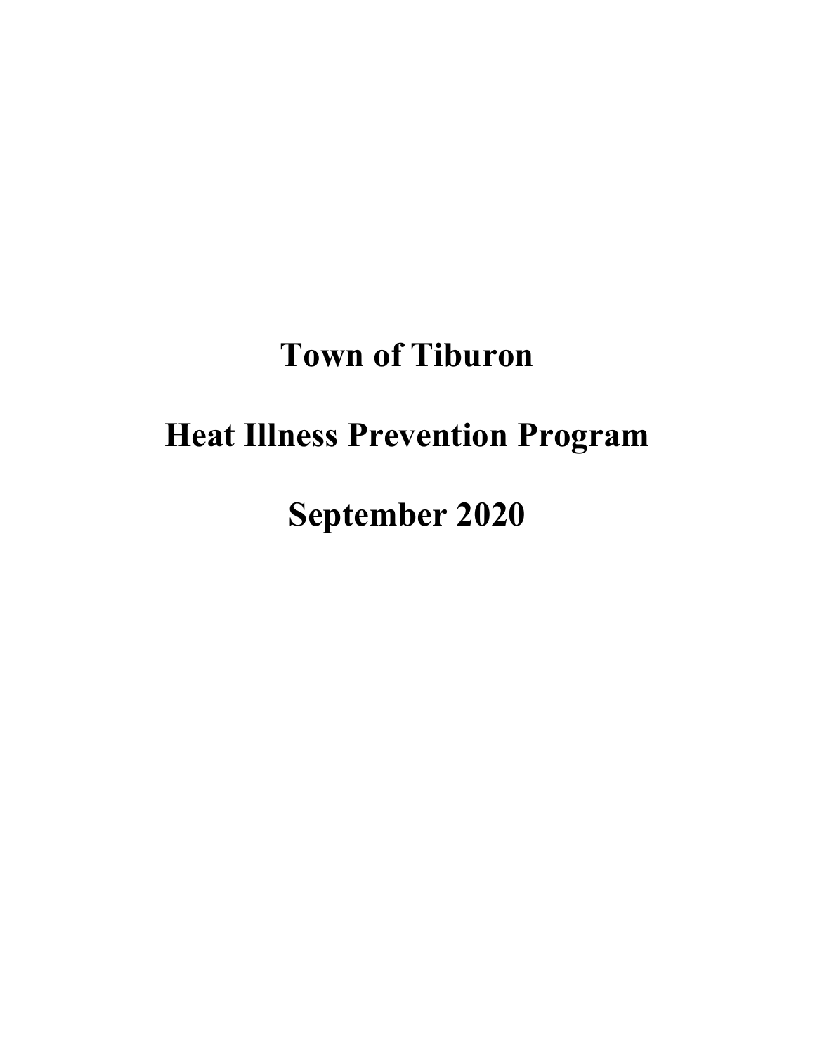# Town of Tiburon

# Heat Illness Prevention Program

# September 2020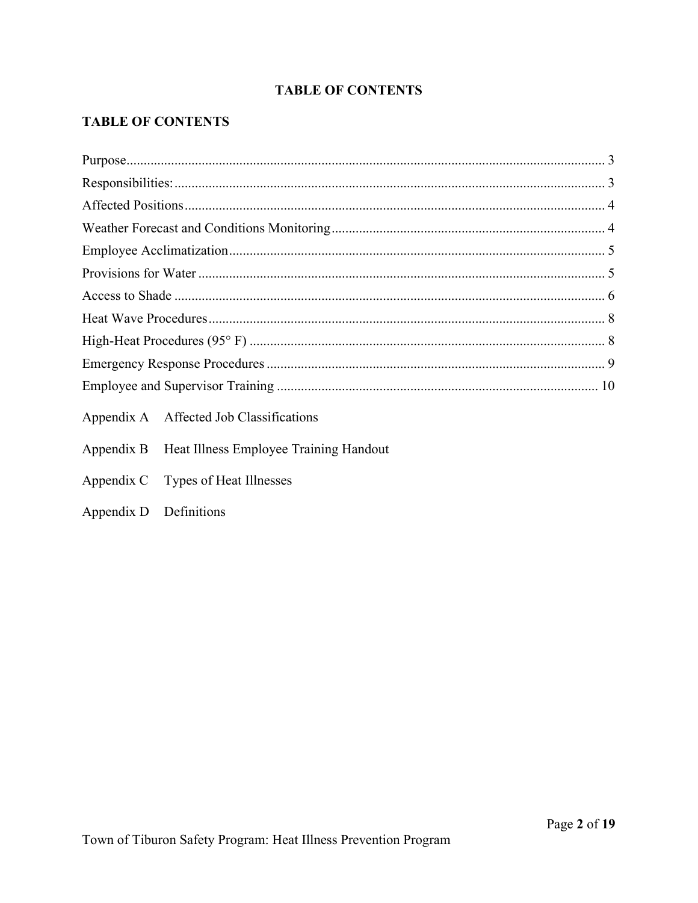# TABLE OF CONTENTS

## TABLE OF CONTENTS

Purpose .......... 3
Responsibilities: .......... 3
Affected Positions .......... 4
Weather Forecast and Conditions Monitoring .......... 4
Employee Acclimatization .......... 5
Provisions for Water .......... 5
Access to Shade .......... 6
Heat Wave Procedures .......... 8
High-Heat Procedures (95° F) .......... 8
Emergency Response Procedures .......... 9
Employee and Supervisor Training .......... 10

Appendix A Affected Job Classifications

Appendix B Heat Illness Employee Training Handout

Appendix C Types of Heat Illnesses

Appendix D Definitions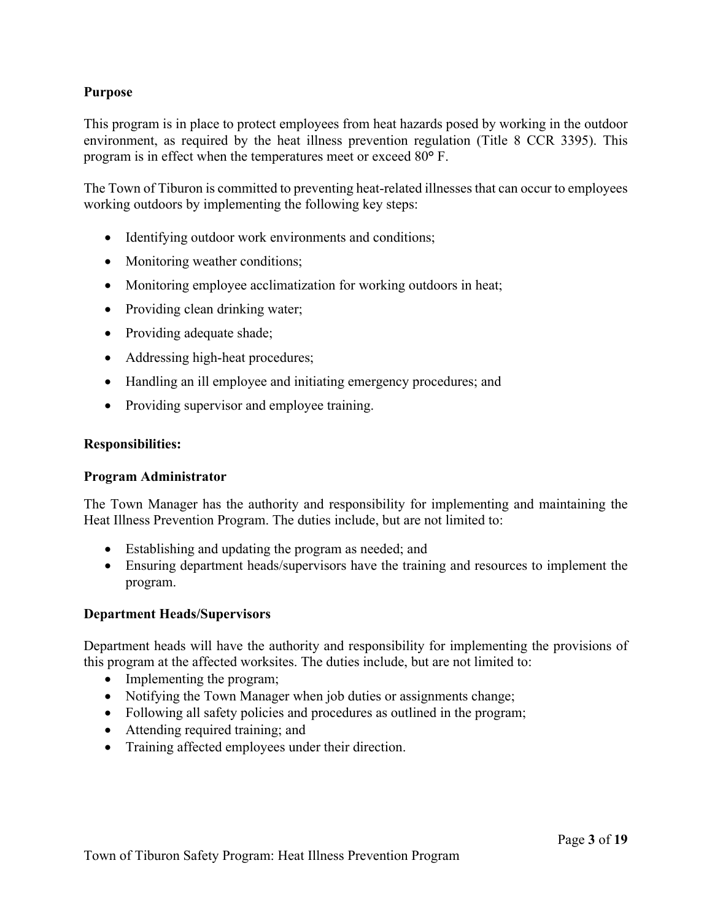**Purpose**

This program is in place to protect employees from heat hazards posed by working in the outdoor environment, as required by the heat illness prevention regulation (Title 8 CCR 3395). This program is in effect when the temperatures meet or exceed 80° F.

The Town of Tiburon is committed to preventing heat-related illnesses that can occur to employees working outdoors by implementing the following key steps:

- Identifying outdoor work environments and conditions;
- Monitoring weather conditions;
- Monitoring employee acclimatization for working outdoors in heat;
- Providing clean drinking water;
- Providing adequate shade;
- Addressing high-heat procedures;
- Handling an ill employee and initiating emergency procedures; and
- Providing supervisor and employee training.

**Responsibilities:**

**Program Administrator**

The Town Manager has the authority and responsibility for implementing and maintaining the Heat Illness Prevention Program. The duties include, but are not limited to:

- Establishing and updating the program as needed; and
- Ensuring department heads/supervisors have the training and resources to implement the program.

**Department Heads/Supervisors**

Department heads will have the authority and responsibility for implementing the provisions of this program at the affected worksites. The duties include, but are not limited to:

- Implementing the program;
- Notifying the Town Manager when job duties or assignments change;
- Following all safety policies and procedures as outlined in the program;
- Attending required training; and
- Training affected employees under their direction.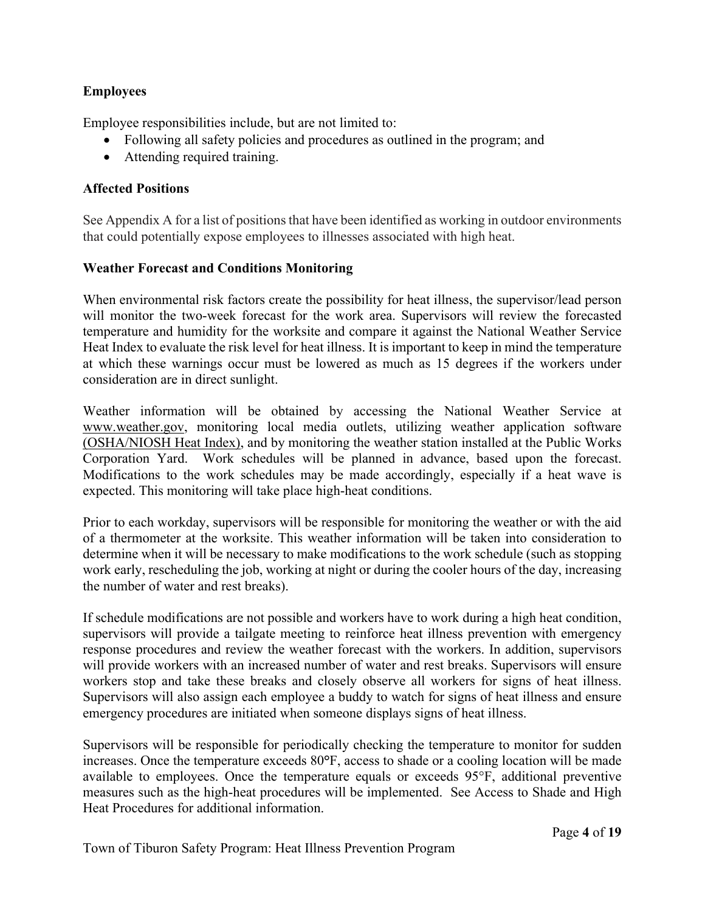**Employees**

Employee responsibilities include, but are not limited to:

- Following all safety policies and procedures as outlined in the program; and
- Attending required training.

**Affected Positions**

See Appendix A for a list of positions that have been identified as working in outdoor environments that could potentially expose employees to illnesses associated with high heat.

**Weather Forecast and Conditions Monitoring**

When environmental risk factors create the possibility for heat illness, the supervisor/lead person will monitor the two-week forecast for the work area. Supervisors will review the forecasted temperature and humidity for the worksite and compare it against the National Weather Service Heat Index to evaluate the risk level for heat illness. It is important to keep in mind the temperature at which these warnings occur must be lowered as much as 15 degrees if the workers under consideration are in direct sunlight.

Weather information will be obtained by accessing the National Weather Service at www.weather.gov, monitoring local media outlets, utilizing weather application software (OSHA/NIOSH Heat Index), and by monitoring the weather station installed at the Public Works Corporation Yard. Work schedules will be planned in advance, based upon the forecast. Modifications to the work schedules may be made accordingly, especially if a heat wave is expected. This monitoring will take place high-heat conditions.

Prior to each workday, supervisors will be responsible for monitoring the weather or with the aid of a thermometer at the worksite. This weather information will be taken into consideration to determine when it will be necessary to make modifications to the work schedule (such as stopping work early, rescheduling the job, working at night or during the cooler hours of the day, increasing the number of water and rest breaks).

If schedule modifications are not possible and workers have to work during a high heat condition, supervisors will provide a tailgate meeting to reinforce heat illness prevention with emergency response procedures and review the weather forecast with the workers. In addition, supervisors will provide workers with an increased number of water and rest breaks. Supervisors will ensure workers stop and take these breaks and closely observe all workers for signs of heat illness. Supervisors will also assign each employee a buddy to watch for signs of heat illness and ensure emergency procedures are initiated when someone displays signs of heat illness.

Supervisors will be responsible for periodically checking the temperature to monitor for sudden increases. Once the temperature exceeds 80°F, access to shade or a cooling location will be made available to employees. Once the temperature equals or exceeds 95°F, additional preventive measures such as the high-heat procedures will be implemented. See Access to Shade and High Heat Procedures for additional information.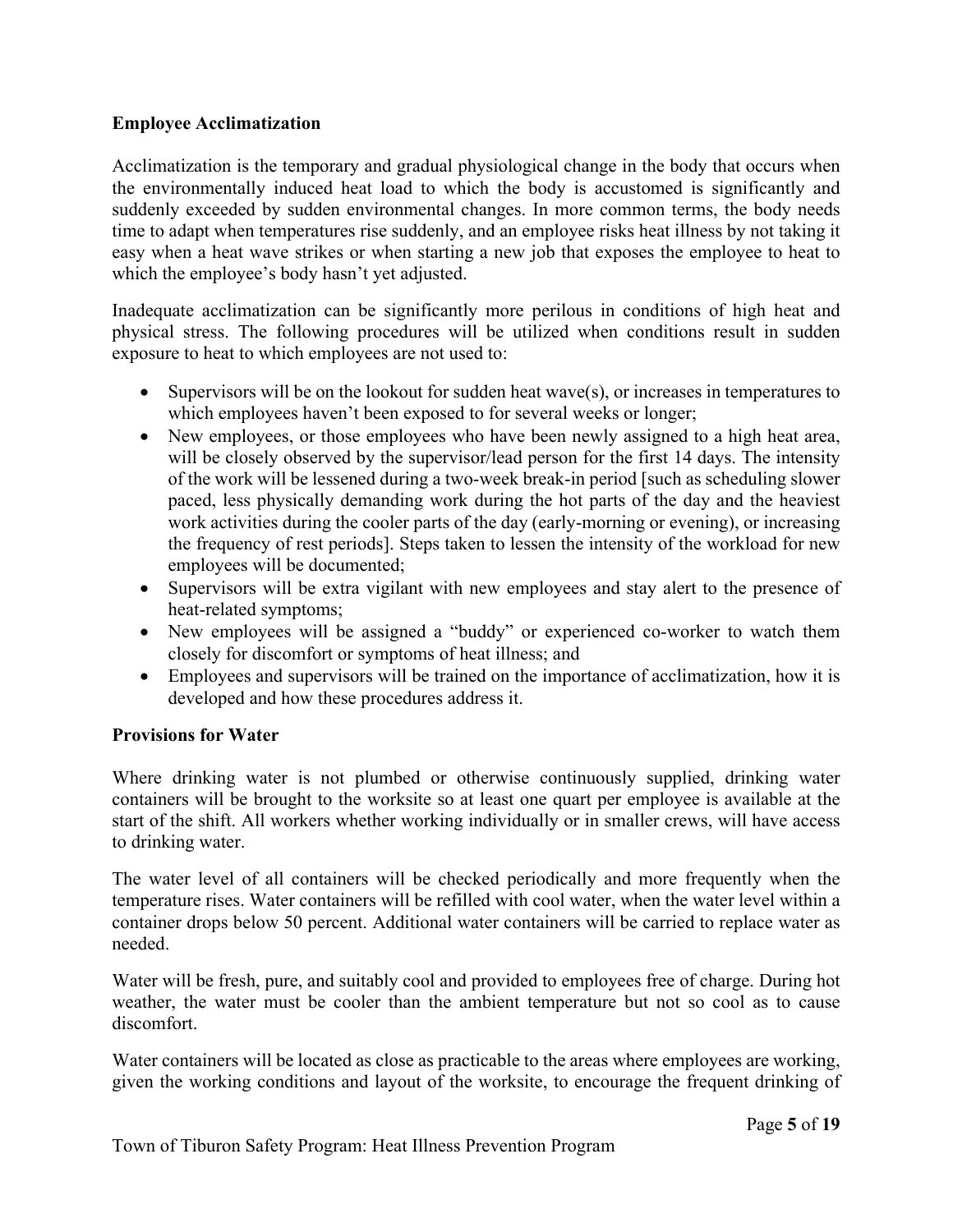**Employee Acclimatization**

Acclimatization is the temporary and gradual physiological change in the body that occurs when the environmentally induced heat load to which the body is accustomed is significantly and suddenly exceeded by sudden environmental changes. In more common terms, the body needs time to adapt when temperatures rise suddenly, and an employee risks heat illness by not taking it easy when a heat wave strikes or when starting a new job that exposes the employee to heat to which the employee's body hasn't yet adjusted.

Inadequate acclimatization can be significantly more perilous in conditions of high heat and physical stress. The following procedures will be utilized when conditions result in sudden exposure to heat to which employees are not used to:

- Supervisors will be on the lookout for sudden heat wave(s), or increases in temperatures to which employees haven't been exposed to for several weeks or longer;
- New employees, or those employees who have been newly assigned to a high heat area, will be closely observed by the supervisor/lead person for the first 14 days. The intensity of the work will be lessened during a two-week break-in period [such as scheduling slower paced, less physically demanding work during the hot parts of the day and the heaviest work activities during the cooler parts of the day (early-morning or evening), or increasing the frequency of rest periods]. Steps taken to lessen the intensity of the workload for new employees will be documented;
- Supervisors will be extra vigilant with new employees and stay alert to the presence of heat-related symptoms;
- New employees will be assigned a "buddy" or experienced co-worker to watch them closely for discomfort or symptoms of heat illness; and
- Employees and supervisors will be trained on the importance of acclimatization, how it is developed and how these procedures address it.

**Provisions for Water**

Where drinking water is not plumbed or otherwise continuously supplied, drinking water containers will be brought to the worksite so at least one quart per employee is available at the start of the shift. All workers whether working individually or in smaller crews, will have access to drinking water.

The water level of all containers will be checked periodically and more frequently when the temperature rises. Water containers will be refilled with cool water, when the water level within a container drops below 50 percent. Additional water containers will be carried to replace water as needed.

Water will be fresh, pure, and suitably cool and provided to employees free of charge. During hot weather, the water must be cooler than the ambient temperature but not so cool as to cause discomfort.

Water containers will be located as close as practicable to the areas where employees are working, given the working conditions and layout of the worksite, to encourage the frequent drinking of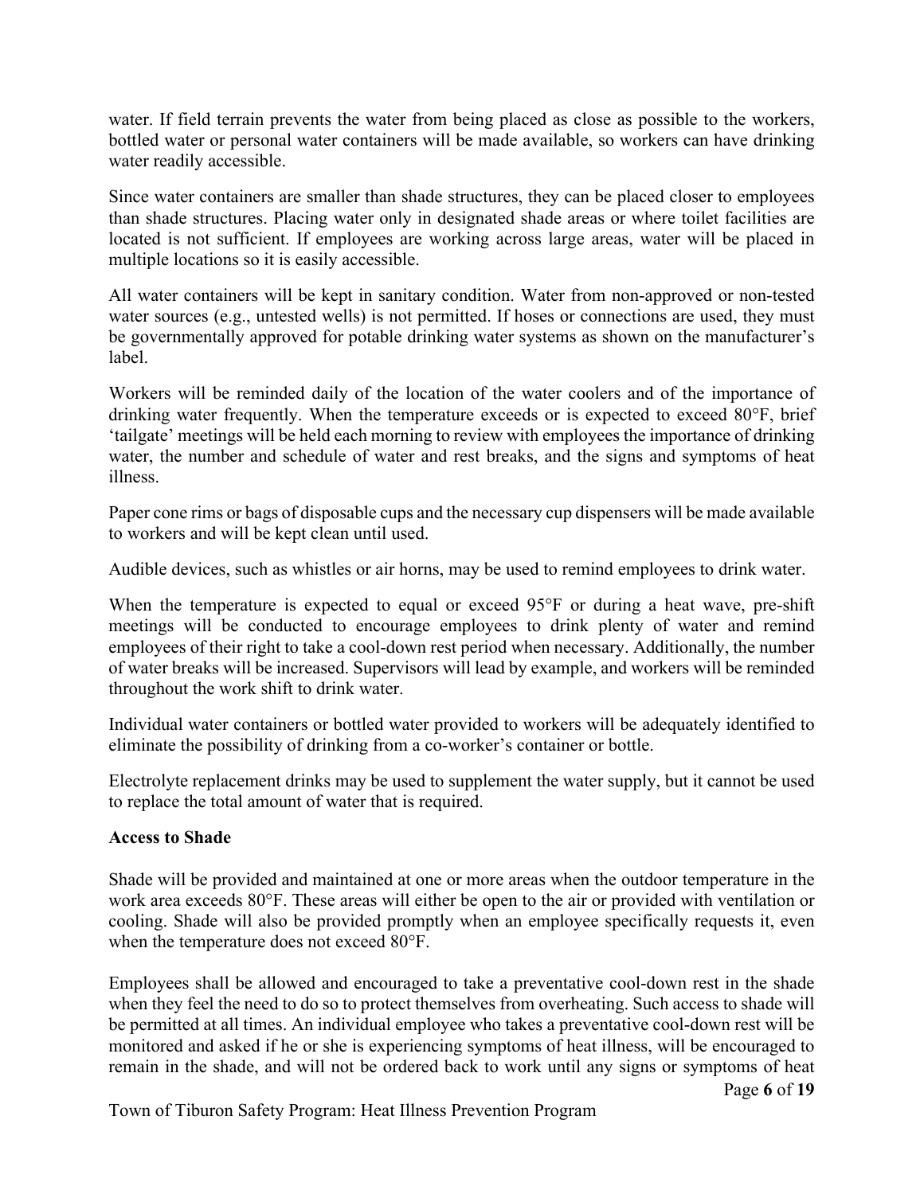water. If field terrain prevents the water from being placed as close as possible to the workers, bottled water or personal water containers will be made available, so workers can have drinking water readily accessible.

Since water containers are smaller than shade structures, they can be placed closer to employees than shade structures. Placing water only in designated shade areas or where toilet facilities are located is not sufficient. If employees are working across large areas, water will be placed in multiple locations so it is easily accessible.

All water containers will be kept in sanitary condition. Water from non-approved or non-tested water sources (e.g., untested wells) is not permitted. If hoses or connections are used, they must be governmentally approved for potable drinking water systems as shown on the manufacturer's label.

Workers will be reminded daily of the location of the water coolers and of the importance of drinking water frequently. When the temperature exceeds or is expected to exceed 80°F, brief 'tailgate' meetings will be held each morning to review with employees the importance of drinking water, the number and schedule of water and rest breaks, and the signs and symptoms of heat illness.

Paper cone rims or bags of disposable cups and the necessary cup dispensers will be made available to workers and will be kept clean until used.

Audible devices, such as whistles or air horns, may be used to remind employees to drink water.

When the temperature is expected to equal or exceed 95°F or during a heat wave, pre-shift meetings will be conducted to encourage employees to drink plenty of water and remind employees of their right to take a cool-down rest period when necessary. Additionally, the number of water breaks will be increased. Supervisors will lead by example, and workers will be reminded throughout the work shift to drink water.

Individual water containers or bottled water provided to workers will be adequately identified to eliminate the possibility of drinking from a co-worker's container or bottle.

Electrolyte replacement drinks may be used to supplement the water supply, but it cannot be used to replace the total amount of water that is required.

**Access to Shade**

Shade will be provided and maintained at one or more areas when the outdoor temperature in the work area exceeds 80°F. These areas will either be open to the air or provided with ventilation or cooling. Shade will also be provided promptly when an employee specifically requests it, even when the temperature does not exceed 80°F.

Employees shall be allowed and encouraged to take a preventative cool-down rest in the shade when they feel the need to do so to protect themselves from overheating. Such access to shade will be permitted at all times. An individual employee who takes a preventative cool-down rest will be monitored and asked if he or she is experiencing symptoms of heat illness, will be encouraged to remain in the shade, and will not be ordered back to work until any signs or symptoms of heat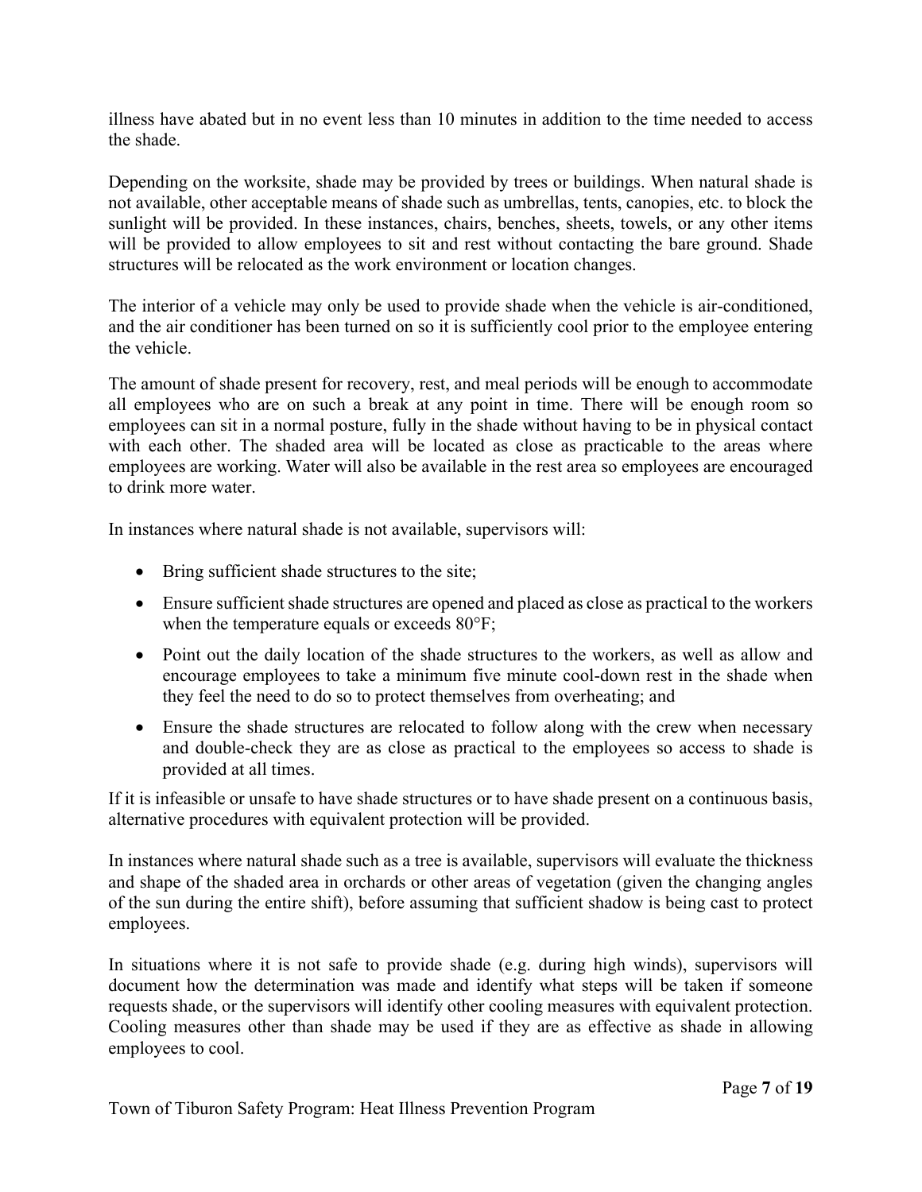illness have abated but in no event less than 10 minutes in addition to the time needed to access the shade.

Depending on the worksite, shade may be provided by trees or buildings. When natural shade is not available, other acceptable means of shade such as umbrellas, tents, canopies, etc. to block the sunlight will be provided. In these instances, chairs, benches, sheets, towels, or any other items will be provided to allow employees to sit and rest without contacting the bare ground. Shade structures will be relocated as the work environment or location changes.

The interior of a vehicle may only be used to provide shade when the vehicle is air-conditioned, and the air conditioner has been turned on so it is sufficiently cool prior to the employee entering the vehicle.

The amount of shade present for recovery, rest, and meal periods will be enough to accommodate all employees who are on such a break at any point in time. There will be enough room so employees can sit in a normal posture, fully in the shade without having to be in physical contact with each other. The shaded area will be located as close as practicable to the areas where employees are working. Water will also be available in the rest area so employees are encouraged to drink more water.

In instances where natural shade is not available, supervisors will:

- Bring sufficient shade structures to the site;
- Ensure sufficient shade structures are opened and placed as close as practical to the workers when the temperature equals or exceeds 80°F;
- Point out the daily location of the shade structures to the workers, as well as allow and encourage employees to take a minimum five minute cool-down rest in the shade when they feel the need to do so to protect themselves from overheating; and
- Ensure the shade structures are relocated to follow along with the crew when necessary and double-check they are as close as practical to the employees so access to shade is provided at all times.

If it is infeasible or unsafe to have shade structures or to have shade present on a continuous basis, alternative procedures with equivalent protection will be provided.

In instances where natural shade such as a tree is available, supervisors will evaluate the thickness and shape of the shaded area in orchards or other areas of vegetation (given the changing angles of the sun during the entire shift), before assuming that sufficient shadow is being cast to protect employees.

In situations where it is not safe to provide shade (e.g. during high winds), supervisors will document how the determination was made and identify what steps will be taken if someone requests shade, or the supervisors will identify other cooling measures with equivalent protection. Cooling measures other than shade may be used if they are as effective as shade in allowing employees to cool.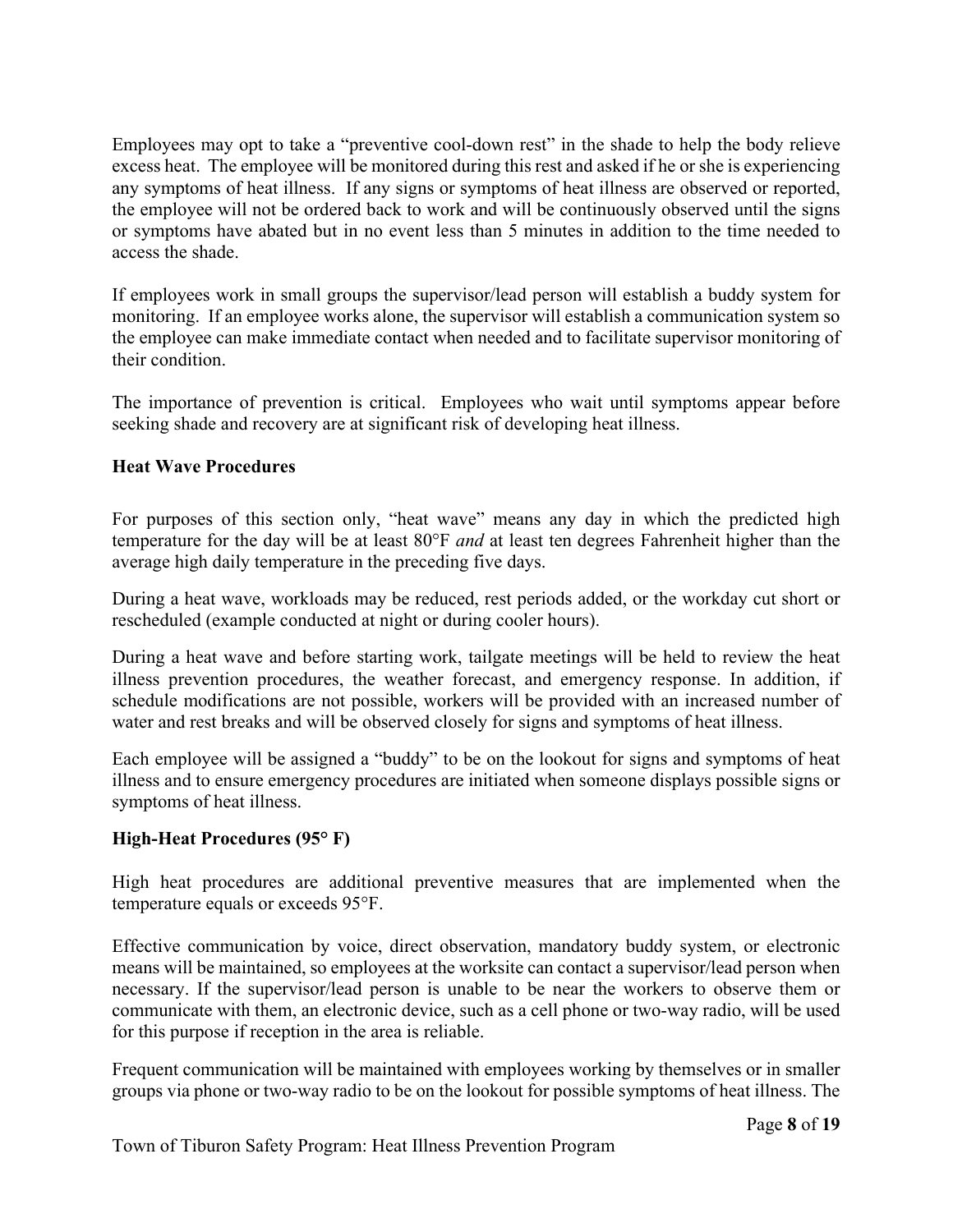Employees may opt to take a "preventive cool-down rest" in the shade to help the body relieve excess heat. The employee will be monitored during this rest and asked if he or she is experiencing any symptoms of heat illness. If any signs or symptoms of heat illness are observed or reported, the employee will not be ordered back to work and will be continuously observed until the signs or symptoms have abated but in no event less than 5 minutes in addition to the time needed to access the shade.

If employees work in small groups the supervisor/lead person will establish a buddy system for monitoring. If an employee works alone, the supervisor will establish a communication system so the employee can make immediate contact when needed and to facilitate supervisor monitoring of their condition.

The importance of prevention is critical. Employees who wait until symptoms appear before seeking shade and recovery are at significant risk of developing heat illness.

**Heat Wave Procedures**

For purposes of this section only, "heat wave" means any day in which the predicted high temperature for the day will be at least 80°F *and* at least ten degrees Fahrenheit higher than the average high daily temperature in the preceding five days.

During a heat wave, workloads may be reduced, rest periods added, or the workday cut short or rescheduled (example conducted at night or during cooler hours).

During a heat wave and before starting work, tailgate meetings will be held to review the heat illness prevention procedures, the weather forecast, and emergency response. In addition, if schedule modifications are not possible, workers will be provided with an increased number of water and rest breaks and will be observed closely for signs and symptoms of heat illness.

Each employee will be assigned a "buddy" to be on the lookout for signs and symptoms of heat illness and to ensure emergency procedures are initiated when someone displays possible signs or symptoms of heat illness.

**High-Heat Procedures (95° F)**

High heat procedures are additional preventive measures that are implemented when the temperature equals or exceeds 95°F.

Effective communication by voice, direct observation, mandatory buddy system, or electronic means will be maintained, so employees at the worksite can contact a supervisor/lead person when necessary. If the supervisor/lead person is unable to be near the workers to observe them or communicate with them, an electronic device, such as a cell phone or two-way radio, will be used for this purpose if reception in the area is reliable.

Frequent communication will be maintained with employees working by themselves or in smaller groups via phone or two-way radio to be on the lookout for possible symptoms of heat illness. The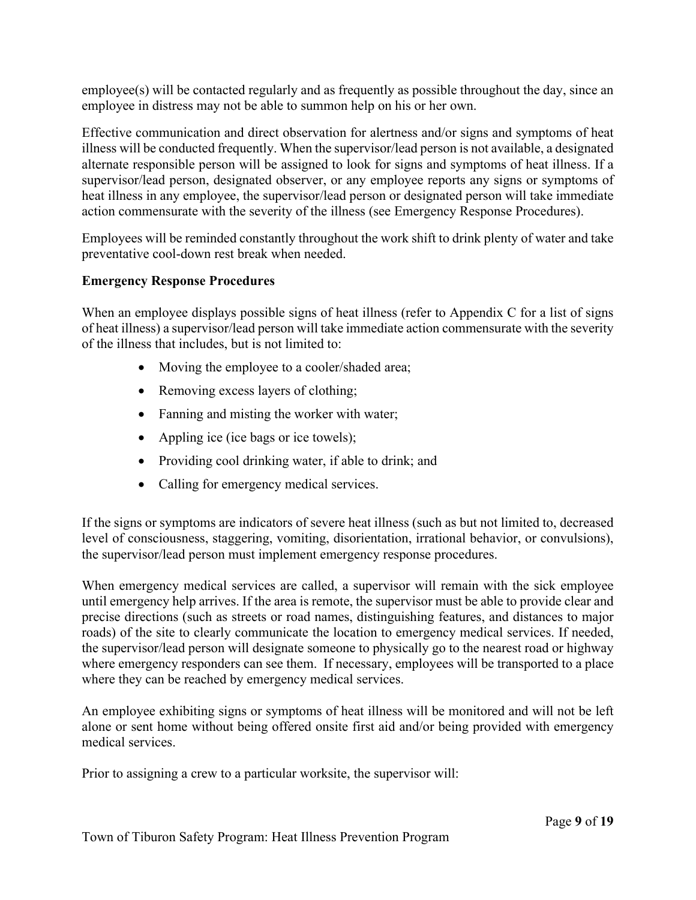employee(s) will be contacted regularly and as frequently as possible throughout the day, since an employee in distress may not be able to summon help on his or her own.

Effective communication and direct observation for alertness and/or signs and symptoms of heat illness will be conducted frequently. When the supervisor/lead person is not available, a designated alternate responsible person will be assigned to look for signs and symptoms of heat illness. If a supervisor/lead person, designated observer, or any employee reports any signs or symptoms of heat illness in any employee, the supervisor/lead person or designated person will take immediate action commensurate with the severity of the illness (see Emergency Response Procedures).

Employees will be reminded constantly throughout the work shift to drink plenty of water and take preventative cool-down rest break when needed.

**Emergency Response Procedures**

When an employee displays possible signs of heat illness (refer to Appendix C for a list of signs of heat illness) a supervisor/lead person will take immediate action commensurate with the severity of the illness that includes, but is not limited to:

- Moving the employee to a cooler/shaded area;
- Removing excess layers of clothing;
- Fanning and misting the worker with water;
- Appling ice (ice bags or ice towels);
- Providing cool drinking water, if able to drink; and
- Calling for emergency medical services.

If the signs or symptoms are indicators of severe heat illness (such as but not limited to, decreased level of consciousness, staggering, vomiting, disorientation, irrational behavior, or convulsions), the supervisor/lead person must implement emergency response procedures.

When emergency medical services are called, a supervisor will remain with the sick employee until emergency help arrives. If the area is remote, the supervisor must be able to provide clear and precise directions (such as streets or road names, distinguishing features, and distances to major roads) of the site to clearly communicate the location to emergency medical services. If needed, the supervisor/lead person will designate someone to physically go to the nearest road or highway where emergency responders can see them. If necessary, employees will be transported to a place where they can be reached by emergency medical services.

An employee exhibiting signs or symptoms of heat illness will be monitored and will not be left alone or sent home without being offered onsite first aid and/or being provided with emergency medical services.

Prior to assigning a crew to a particular worksite, the supervisor will: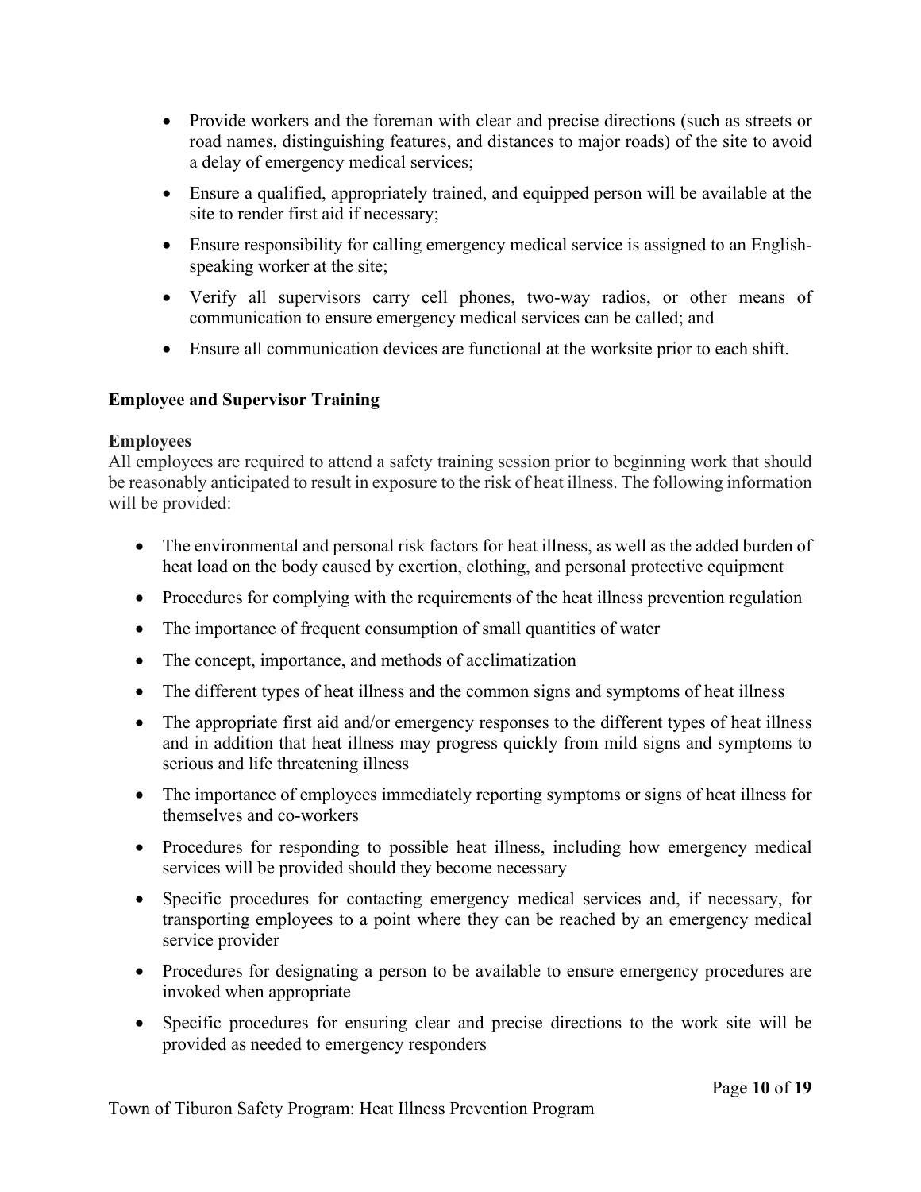- Provide workers and the foreman with clear and precise directions (such as streets or road names, distinguishing features, and distances to major roads) of the site to avoid a delay of emergency medical services;
- Ensure a qualified, appropriately trained, and equipped person will be available at the site to render first aid if necessary;
- Ensure responsibility for calling emergency medical service is assigned to an English-speaking worker at the site;
- Verify all supervisors carry cell phones, two-way radios, or other means of communication to ensure emergency medical services can be called; and
- Ensure all communication devices are functional at the worksite prior to each shift.

## Employee and Supervisor Training

### Employees

All employees are required to attend a safety training session prior to beginning work that should be reasonably anticipated to result in exposure to the risk of heat illness. The following information will be provided:

- The environmental and personal risk factors for heat illness, as well as the added burden of heat load on the body caused by exertion, clothing, and personal protective equipment
- Procedures for complying with the requirements of the heat illness prevention regulation
- The importance of frequent consumption of small quantities of water
- The concept, importance, and methods of acclimatization
- The different types of heat illness and the common signs and symptoms of heat illness
- The appropriate first aid and/or emergency responses to the different types of heat illness and in addition that heat illness may progress quickly from mild signs and symptoms to serious and life threatening illness
- The importance of employees immediately reporting symptoms or signs of heat illness for themselves and co-workers
- Procedures for responding to possible heat illness, including how emergency medical services will be provided should they become necessary
- Specific procedures for contacting emergency medical services and, if necessary, for transporting employees to a point where they can be reached by an emergency medical service provider
- Procedures for designating a person to be available to ensure emergency procedures are invoked when appropriate
- Specific procedures for ensuring clear and precise directions to the work site will be provided as needed to emergency responders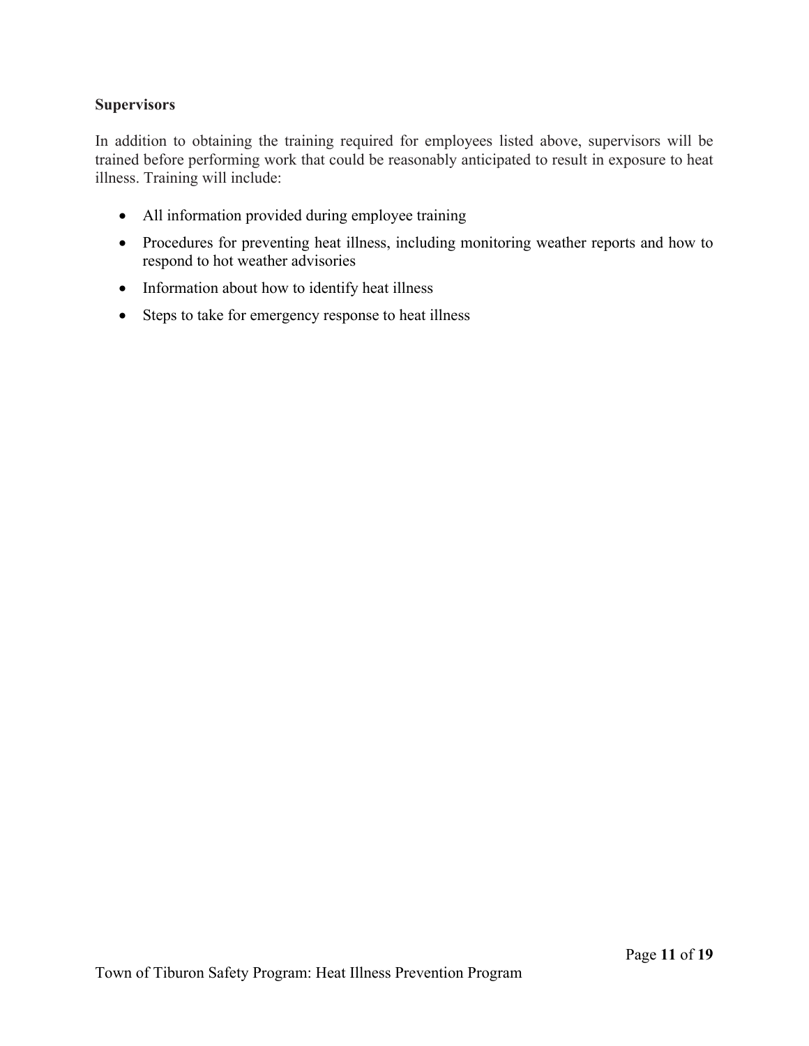**Supervisors**

In addition to obtaining the training required for employees listed above, supervisors will be trained before performing work that could be reasonably anticipated to result in exposure to heat illness. Training will include:

- All information provided during employee training
- Procedures for preventing heat illness, including monitoring weather reports and how to respond to hot weather advisories
- Information about how to identify heat illness
- Steps to take for emergency response to heat illness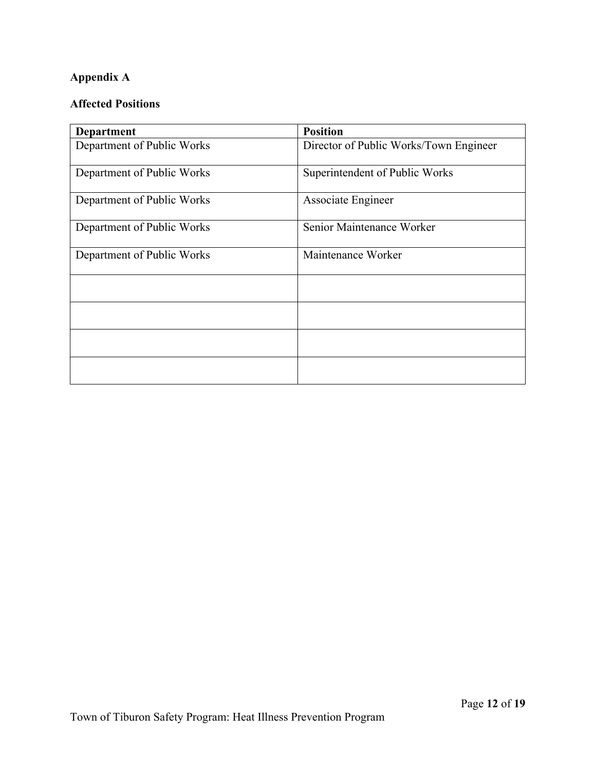**Appendix A**

**Affected Positions**

| Department | Position |
| --- | --- |
| Department of Public Works | Director of Public Works/Town Engineer |
| Department of Public Works | Superintendent of Public Works |
| Department of Public Works | Associate Engineer |
| Department of Public Works | Senior Maintenance Worker |
| Department of Public Works | Maintenance Worker |
| | |
| | |
| | |
| | |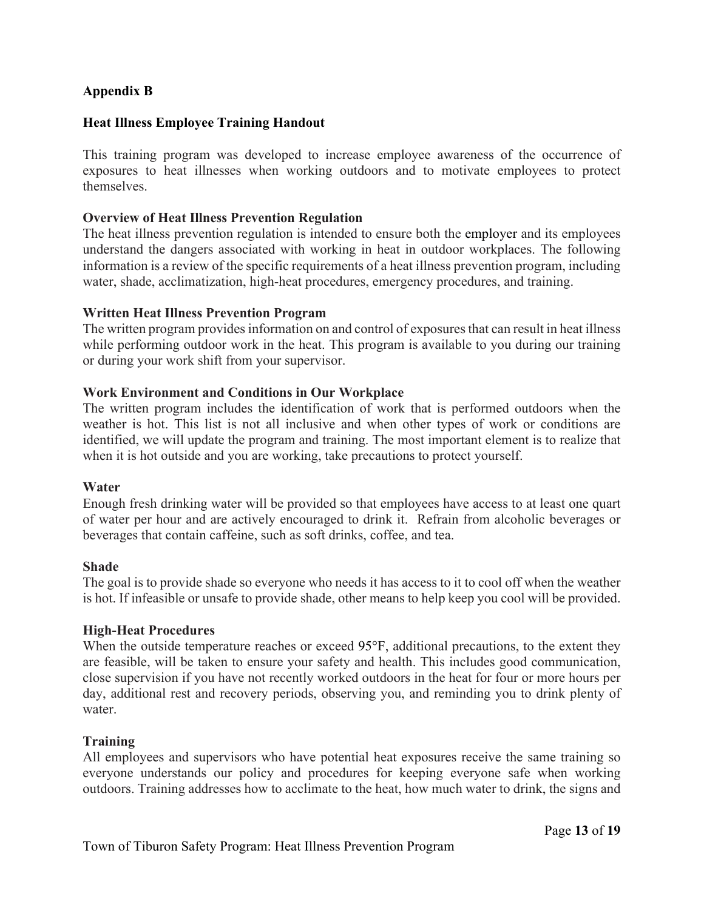## Appendix B

## Heat Illness Employee Training Handout

This training program was developed to increase employee awareness of the occurrence of exposures to heat illnesses when working outdoors and to motivate employees to protect themselves.

### Overview of Heat Illness Prevention Regulation

The heat illness prevention regulation is intended to ensure both the employer and its employees understand the dangers associated with working in heat in outdoor workplaces. The following information is a review of the specific requirements of a heat illness prevention program, including water, shade, acclimatization, high-heat procedures, emergency procedures, and training.

### Written Heat Illness Prevention Program

The written program provides information on and control of exposures that can result in heat illness while performing outdoor work in the heat. This program is available to you during our training or during your work shift from your supervisor.

### Work Environment and Conditions in Our Workplace

The written program includes the identification of work that is performed outdoors when the weather is hot. This list is not all inclusive and when other types of work or conditions are identified, we will update the program and training. The most important element is to realize that when it is hot outside and you are working, take precautions to protect yourself.

### Water

Enough fresh drinking water will be provided so that employees have access to at least one quart of water per hour and are actively encouraged to drink it. Refrain from alcoholic beverages or beverages that contain caffeine, such as soft drinks, coffee, and tea.

### Shade

The goal is to provide shade so everyone who needs it has access to it to cool off when the weather is hot. If infeasible or unsafe to provide shade, other means to help keep you cool will be provided.

### High-Heat Procedures

When the outside temperature reaches or exceed 95°F, additional precautions, to the extent they are feasible, will be taken to ensure your safety and health. This includes good communication, close supervision if you have not recently worked outdoors in the heat for four or more hours per day, additional rest and recovery periods, observing you, and reminding you to drink plenty of water.

### Training

All employees and supervisors who have potential heat exposures receive the same training so everyone understands our policy and procedures for keeping everyone safe when working outdoors. Training addresses how to acclimate to the heat, how much water to drink, the signs and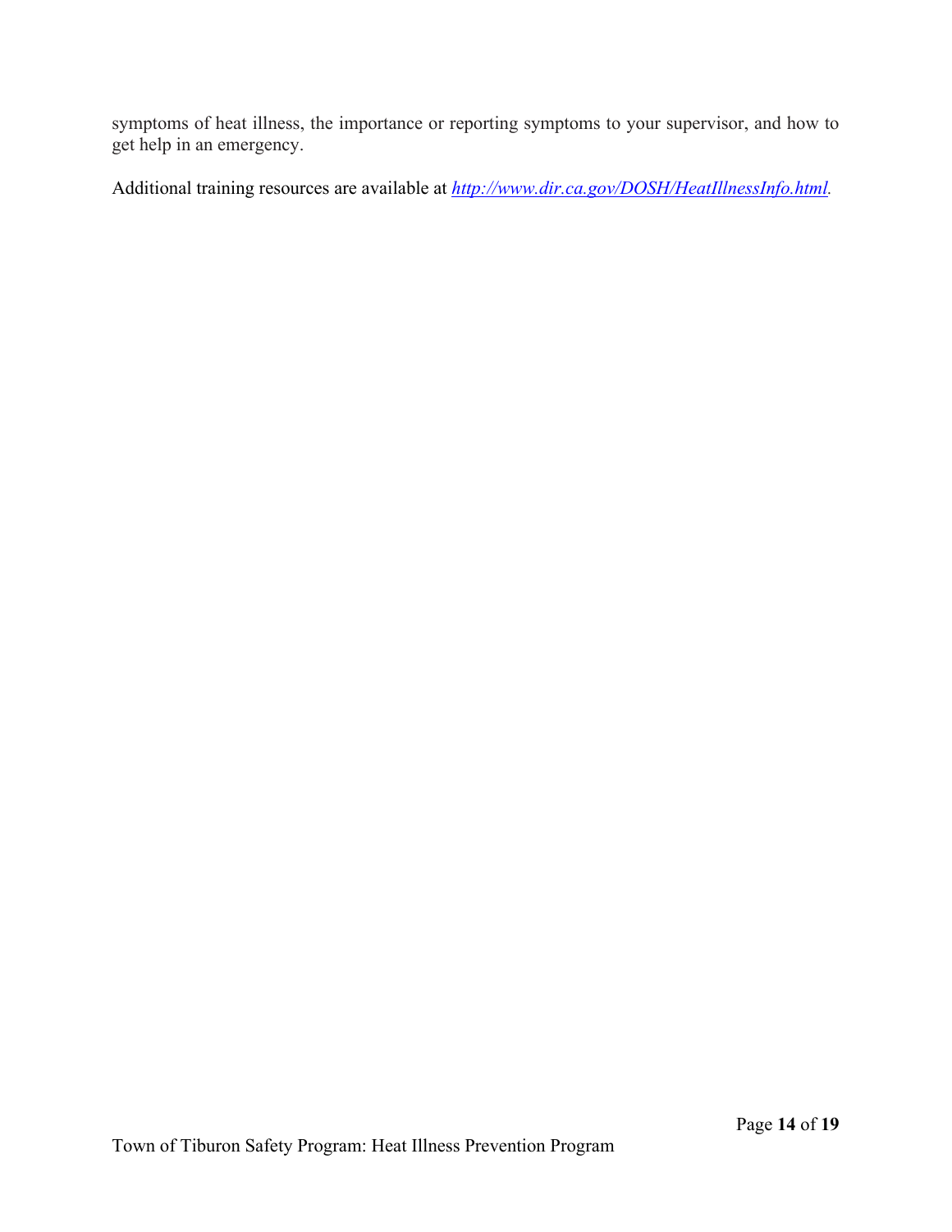symptoms of heat illness, the importance or reporting symptoms to your supervisor, and how to get help in an emergency.

Additional training resources are available at *http://www.dir.ca.gov/DOSH/HeatIllnessInfo.html*.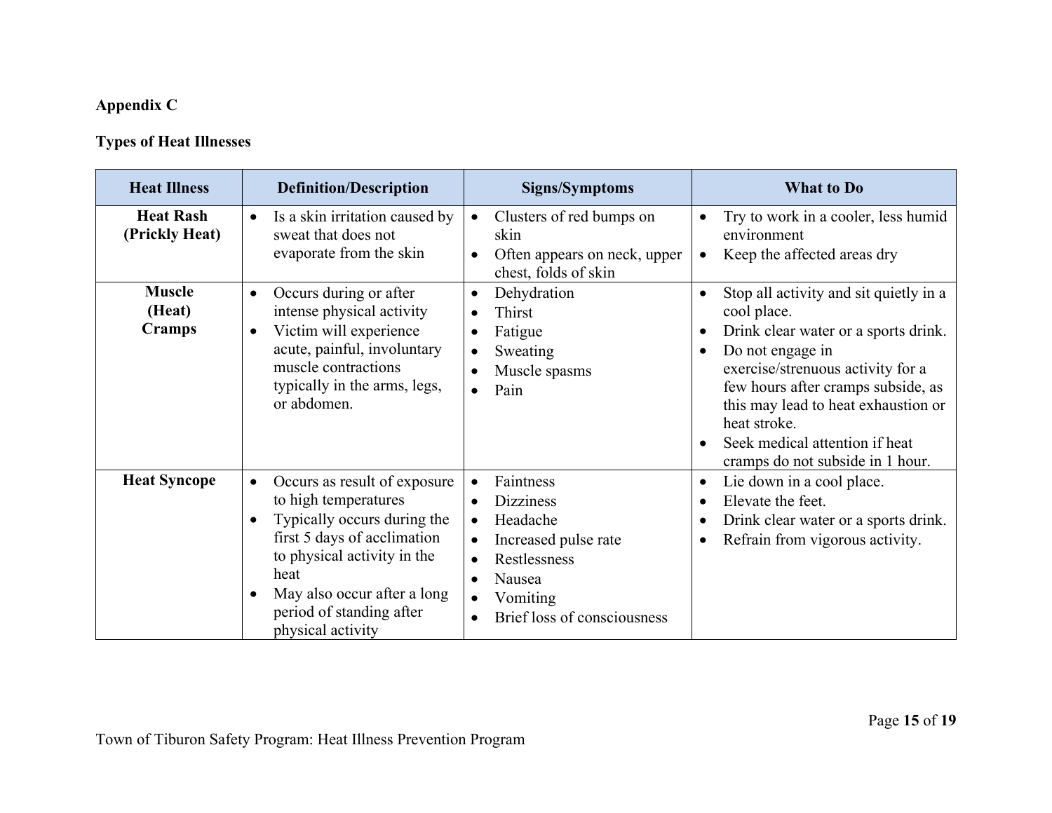**Appendix C**

**Types of Heat Illnesses**

| Heat Illness | Definition/Description | Signs/Symptoms | What to Do |
|---|---|---|---|
| **Heat Rash (Prickly Heat)** | • Is a skin irritation caused by sweat that does not evaporate from the skin | • Clusters of red bumps on skin<br>• Often appears on neck, upper chest, folds of skin | • Try to work in a cooler, less humid environment<br>• Keep the affected areas dry |
| **Muscle (Heat) Cramps** | • Occurs during or after intense physical activity<br>• Victim will experience acute, painful, involuntary muscle contractions typically in the arms, legs, or abdomen. | • Dehydration<br>• Thirst<br>• Fatigue<br>• Sweating<br>• Muscle spasms<br>• Pain | • Stop all activity and sit quietly in a cool place.<br>• Drink clear water or a sports drink.<br>• Do not engage in exercise/strenuous activity for a few hours after cramps subside, as this may lead to heat exhaustion or heat stroke.<br>• Seek medical attention if heat cramps do not subside in 1 hour. |
| **Heat Syncope** | • Occurs as result of exposure to high temperatures<br>• Typically occurs during the first 5 days of acclimation to physical activity in the heat<br>• May also occur after a long period of standing after physical activity | • Faintness<br>• Dizziness<br>• Headache<br>• Increased pulse rate<br>• Restlessness<br>• Nausea<br>• Vomiting<br>• Brief loss of consciousness | • Lie down in a cool place.<br>• Elevate the feet.<br>• Drink clear water or a sports drink.<br>• Refrain from vigorous activity. |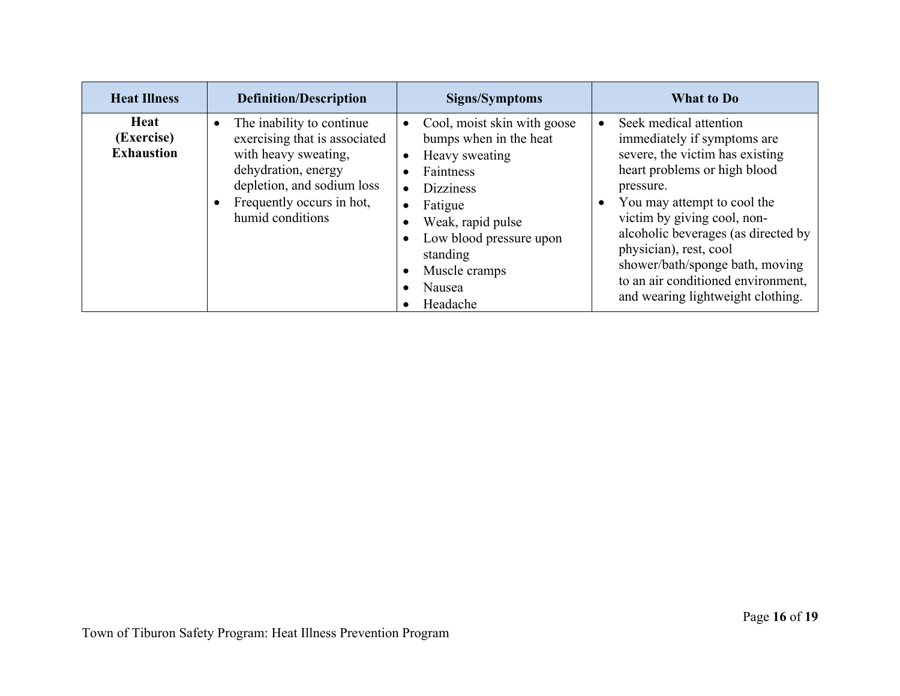| Heat Illness | Definition/Description | Signs/Symptoms | What to Do |
|---|---|---|---|
| **Heat (Exercise) Exhaustion** | • The inability to continue exercising that is associated with heavy sweating, dehydration, energy depletion, and sodium loss<br>• Frequently occurs in hot, humid conditions | • Cool, moist skin with goose bumps when in the heat<br>• Heavy sweating<br>• Faintness<br>• Dizziness<br>• Fatigue<br>• Weak, rapid pulse<br>• Low blood pressure upon standing<br>• Muscle cramps<br>• Nausea<br>• Headache | • Seek medical attention immediately if symptoms are severe, the victim has existing heart problems or high blood pressure.<br>• You may attempt to cool the victim by giving cool, non-alcoholic beverages (as directed by physician), rest, cool shower/bath/sponge bath, moving to an air conditioned environment, and wearing lightweight clothing. |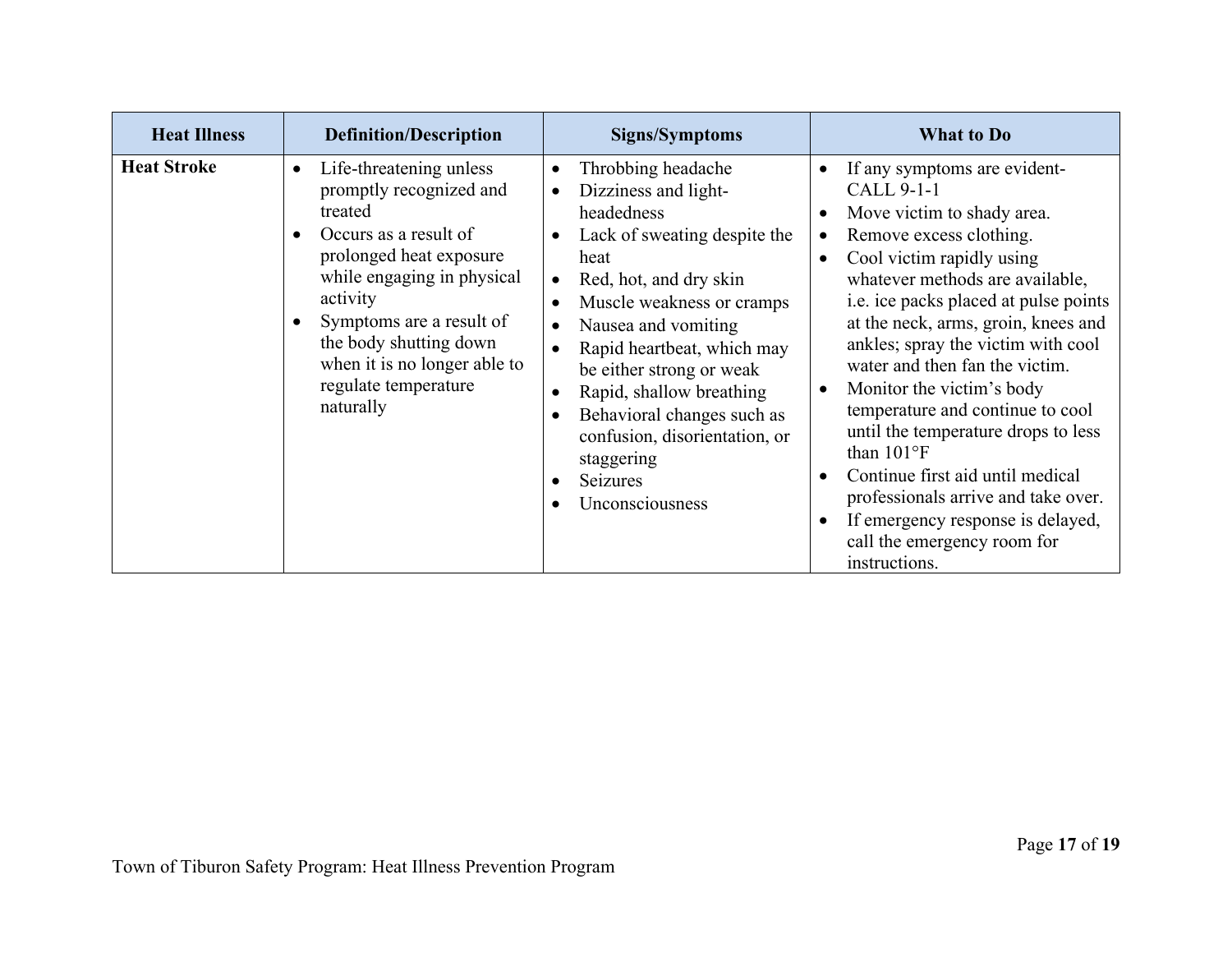| Heat Illness | Definition/Description | Signs/Symptoms | What to Do |
|---|---|---|---|
| **Heat Stroke** | • Life-threatening unless promptly recognized and treated<br>• Occurs as a result of prolonged heat exposure while engaging in physical activity<br>• Symptoms are a result of the body shutting down when it is no longer able to regulate temperature naturally | • Throbbing headache<br>• Dizziness and light-headedness<br>• Lack of sweating despite the heat<br>• Red, hot, and dry skin<br>• Muscle weakness or cramps<br>• Nausea and vomiting<br>• Rapid heartbeat, which may be either strong or weak<br>• Rapid, shallow breathing<br>• Behavioral changes such as confusion, disorientation, or staggering<br>• Seizures<br>• Unconsciousness | • If any symptoms are evident- CALL 9-1-1<br>• Move victim to shady area.<br>• Remove excess clothing.<br>• Cool victim rapidly using whatever methods are available, i.e. ice packs placed at pulse points at the neck, arms, groin, knees and ankles; spray the victim with cool water and then fan the victim.<br>• Monitor the victim's body temperature and continue to cool until the temperature drops to less than 101°F<br>• Continue first aid until medical professionals arrive and take over.<br>• If emergency response is delayed, call the emergency room for instructions. |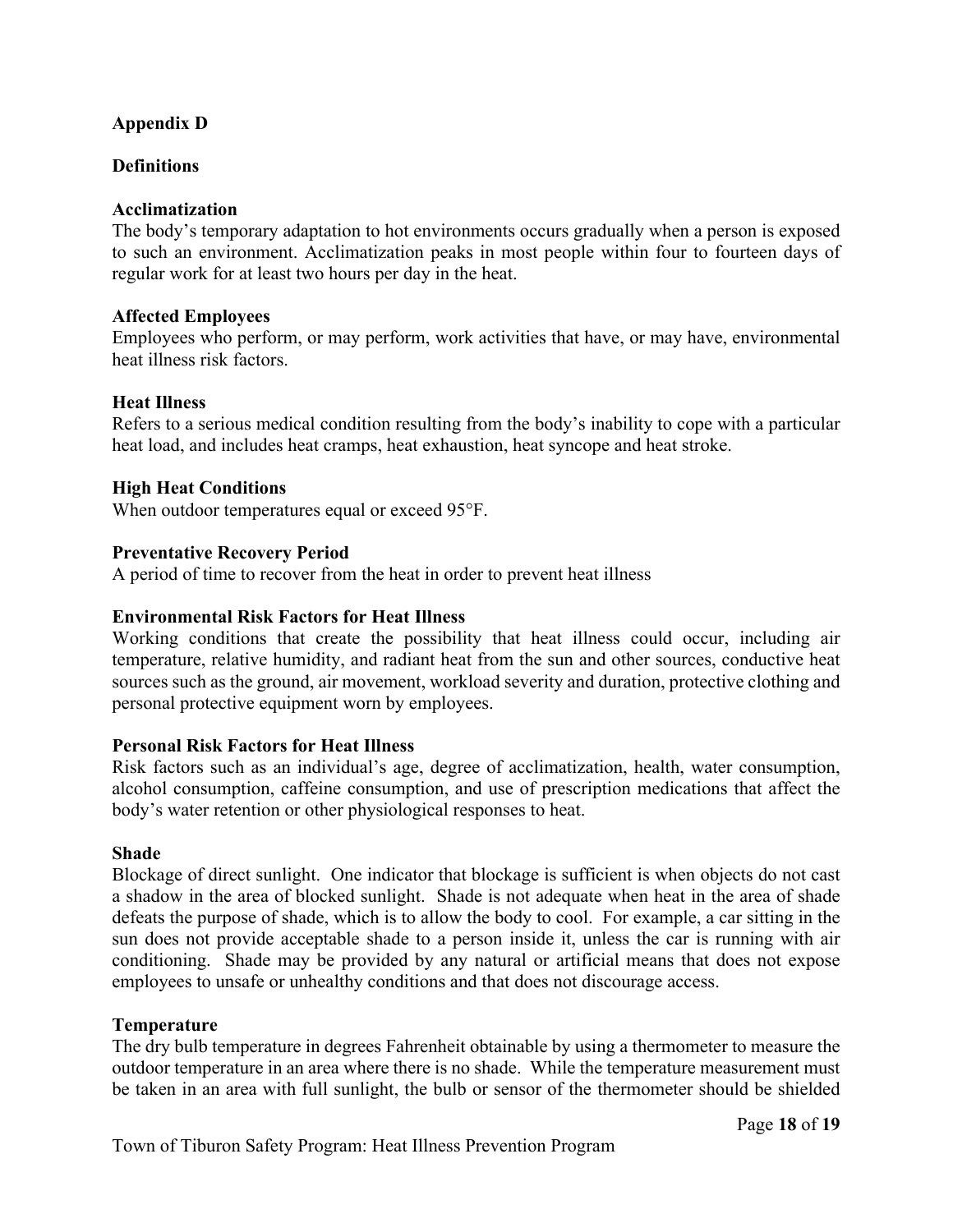## Appendix D

## Definitions

### Acclimatization

The body's temporary adaptation to hot environments occurs gradually when a person is exposed to such an environment. Acclimatization peaks in most people within four to fourteen days of regular work for at least two hours per day in the heat.

### Affected Employees

Employees who perform, or may perform, work activities that have, or may have, environmental heat illness risk factors.

### Heat Illness

Refers to a serious medical condition resulting from the body's inability to cope with a particular heat load, and includes heat cramps, heat exhaustion, heat syncope and heat stroke.

### High Heat Conditions

When outdoor temperatures equal or exceed 95°F.

### Preventative Recovery Period

A period of time to recover from the heat in order to prevent heat illness

### Environmental Risk Factors for Heat Illness

Working conditions that create the possibility that heat illness could occur, including air temperature, relative humidity, and radiant heat from the sun and other sources, conductive heat sources such as the ground, air movement, workload severity and duration, protective clothing and personal protective equipment worn by employees.

### Personal Risk Factors for Heat Illness

Risk factors such as an individual's age, degree of acclimatization, health, water consumption, alcohol consumption, caffeine consumption, and use of prescription medications that affect the body's water retention or other physiological responses to heat.

### Shade

Blockage of direct sunlight. One indicator that blockage is sufficient is when objects do not cast a shadow in the area of blocked sunlight. Shade is not adequate when heat in the area of shade defeats the purpose of shade, which is to allow the body to cool. For example, a car sitting in the sun does not provide acceptable shade to a person inside it, unless the car is running with air conditioning. Shade may be provided by any natural or artificial means that does not expose employees to unsafe or unhealthy conditions and that does not discourage access.

### Temperature

The dry bulb temperature in degrees Fahrenheit obtainable by using a thermometer to measure the outdoor temperature in an area where there is no shade. While the temperature measurement must be taken in an area with full sunlight, the bulb or sensor of the thermometer should be shielded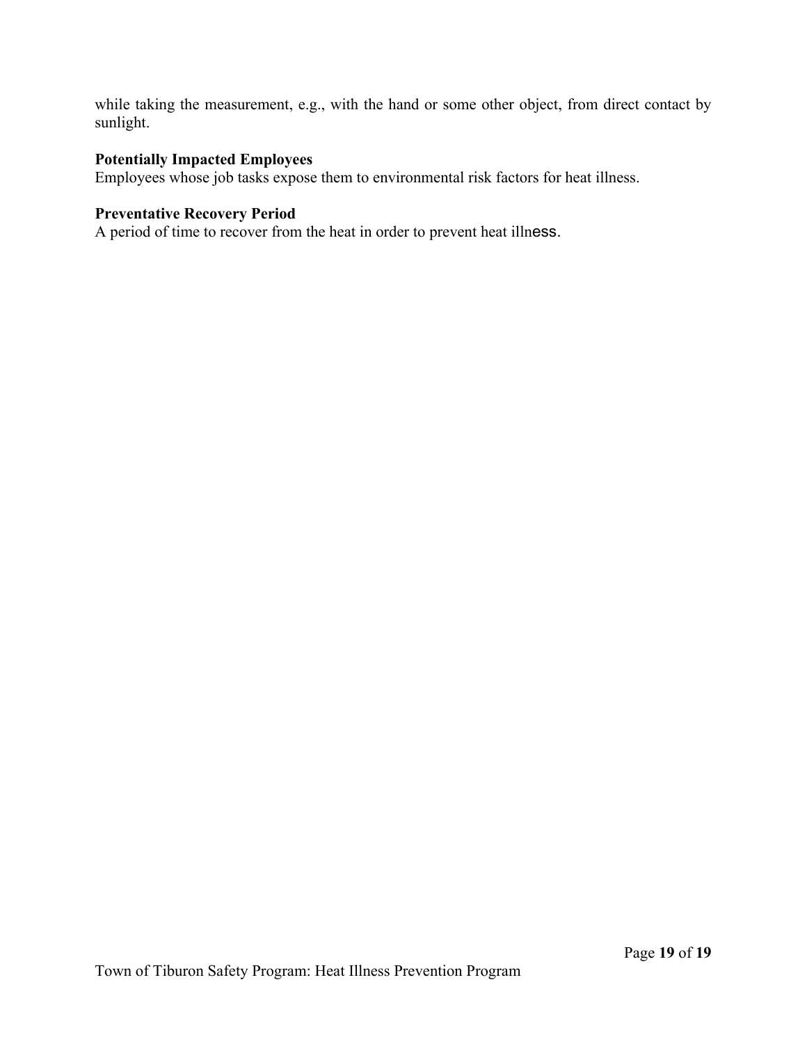while taking the measurement, e.g., with the hand or some other object, from direct contact by sunlight.

**Potentially Impacted Employees**
Employees whose job tasks expose them to environmental risk factors for heat illness.

**Preventative Recovery Period**
A period of time to recover from the heat in order to prevent heat illness.